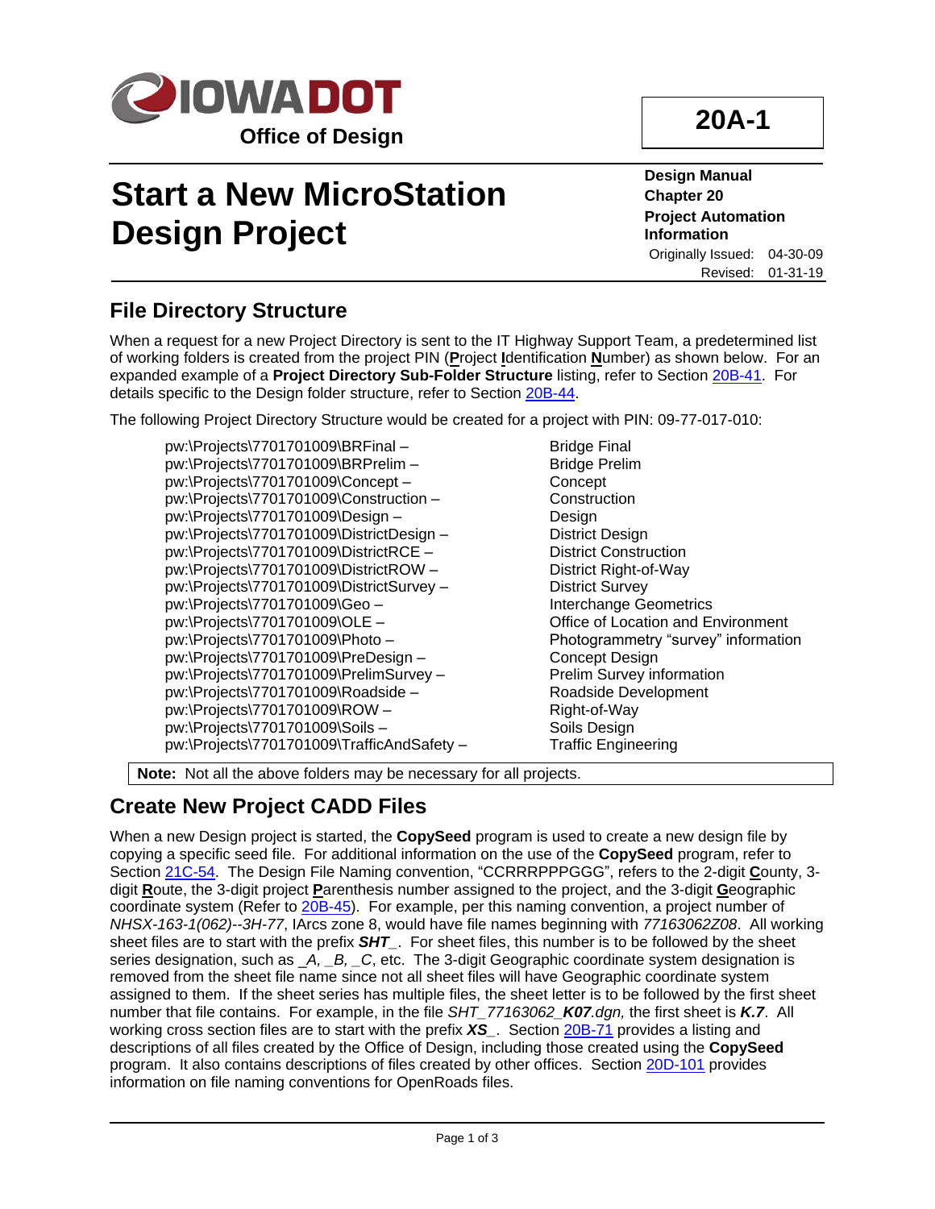**IOWA DOT**

**Office of Design**

**20A-1**

# Start a New MicroStation Design Project

**Design Manual**
**Chapter 20**
**Project Automation Information**

Originally Issued: 04-30-09
Revised: 01-31-19

## File Directory Structure

When a request for a new Project Directory is sent to the IT Highway Support Team, a predetermined list of working folders is created from the project PIN (**P**roject **I**dentification **N**umber) as shown below. For an expanded example of a **Project Directory Sub-Folder Structure** listing, refer to Section 20B-41. For details specific to the Design folder structure, refer to Section 20B-44.

The following Project Directory Structure would be created for a project with PIN: 09-77-017-010:

| | |
|---|---|
| pw:\Projects\7701701009\BRFinal – | Bridge Final |
| pw:\Projects\7701701009\BRPrelim – | Bridge Prelim |
| pw:\Projects\7701701009\Concept – | Concept |
| pw:\Projects\7701701009\Construction – | Construction |
| pw:\Projects\7701701009\Design – | Design |
| pw:\Projects\7701701009\DistrictDesign – | District Design |
| pw:\Projects\7701701009\DistrictRCE – | District Construction |
| pw:\Projects\7701701009\DistrictROW – | District Right-of-Way |
| pw:\Projects\7701701009\DistrictSurvey – | District Survey |
| pw:\Projects\7701701009\Geo – | Interchange Geometrics |
| pw:\Projects\7701701009\OLE – | Office of Location and Environment |
| pw:\Projects\7701701009\Photo – | Photogrammetry “survey” information |
| pw:\Projects\7701701009\PreDesign – | Concept Design |
| pw:\Projects\7701701009\PrelimSurvey – | Prelim Survey information |
| pw:\Projects\7701701009\Roadside – | Roadside Development |
| pw:\Projects\7701701009\ROW – | Right-of-Way |
| pw:\Projects\7701701009\Soils – | Soils Design |
| pw:\Projects\7701701009\TrafficAndSafety – | Traffic Engineering |

**Note:** Not all the above folders may be necessary for all projects.

## Create New Project CADD Files

When a new Design project is started, the **CopySeed** program is used to create a new design file by copying a specific seed file. For additional information on the use of the **CopySeed** program, refer to Section 21C-54. The Design File Naming convention, “CCRRRPPPGGG”, refers to the 2-digit **C**ounty, 3-digit **R**oute, the 3-digit project **P**arenthesis number assigned to the project, and the 3-digit **G**eographic coordinate system (Refer to 20B-45). For example, per this naming convention, a project number of *NHSX-163-1(062)--3H-77*, IArcs zone 8, would have file names beginning with *77163062Z08*. All working sheet files are to start with the prefix ***SHT***_. For sheet files, this number is to be followed by the sheet series designation, such as *_A, _B, _C*, etc. The 3-digit Geographic coordinate system designation is removed from the sheet file name since not all sheet files will have Geographic coordinate system assigned to them. If the sheet series has multiple files, the sheet letter is to be followed by the first sheet number that file contains. For example, in the file *SHT_77163062_**K07**.dgn,* the first sheet is ***K.7***. All working cross section files are to start with the prefix ***XS***_. Section 20B-71 provides a listing and descriptions of all files created by the Office of Design, including those created using the **CopySeed** program. It also contains descriptions of files created by other offices. Section 20D-101 provides information on file naming conventions for OpenRoads files.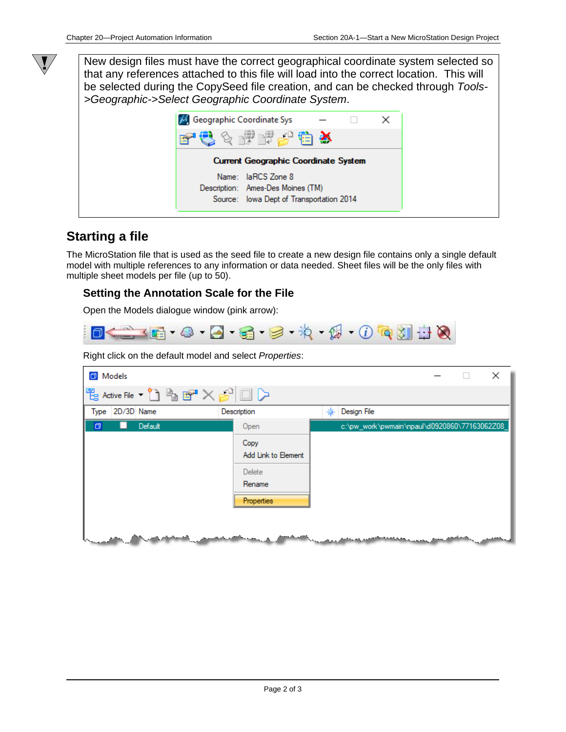New design files must have the correct geographical coordinate system selected so that any references attached to this file will load into the correct location. This will be selected during the CopySeed file creation, and can be checked through *Tools->Geographic->Select Geographic Coordinate System*.

## Starting a file

The MicroStation file that is used as the seed file to create a new design file contains only a single default model with multiple references to any information or data needed. Sheet files will be the only files with multiple sheet models per file (up to 50).

### Setting the Annotation Scale for the File

Open the Models dialogue window (pink arrow):

Right click on the default model and select *Properties*: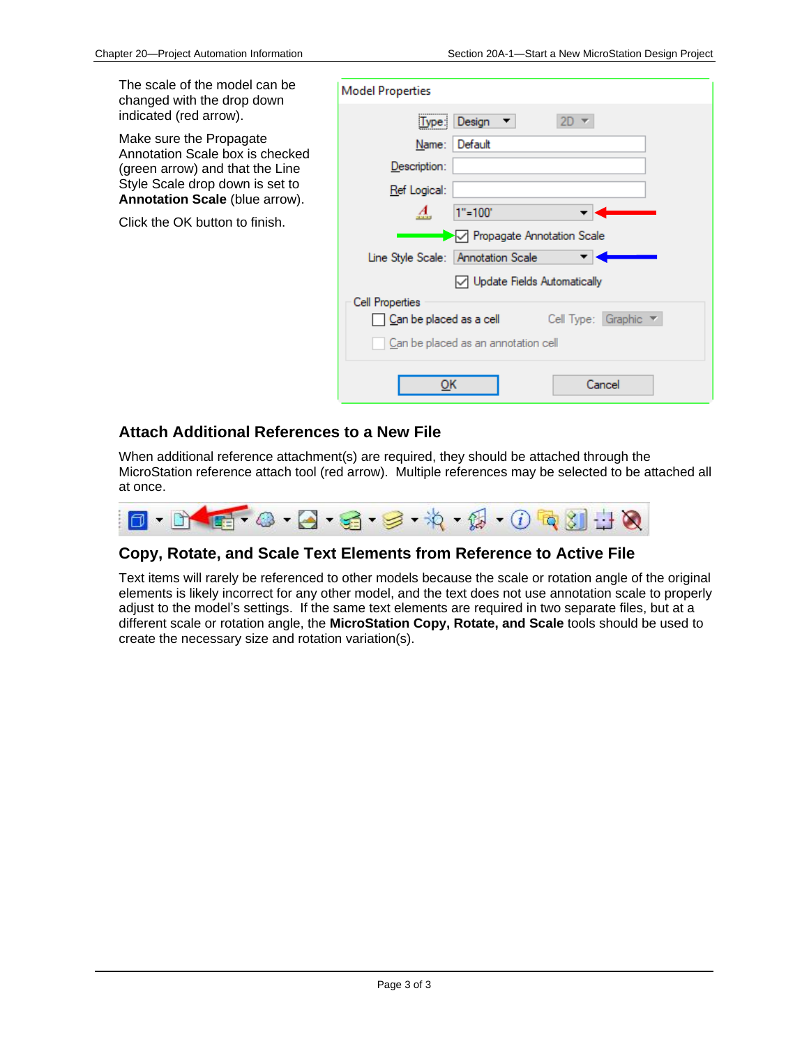The scale of the model can be changed with the drop down indicated (red arrow).

Make sure the Propagate Annotation Scale box is checked (green arrow) and that the Line Style Scale drop down is set to **Annotation Scale** (blue arrow).

Click the OK button to finish.

## Attach Additional References to a New File

When additional reference attachment(s) are required, they should be attached through the MicroStation reference attach tool (red arrow). Multiple references may be selected to be attached all at once.

## Copy, Rotate, and Scale Text Elements from Reference to Active File

Text items will rarely be referenced to other models because the scale or rotation angle of the original elements is likely incorrect for any other model, and the text does not use annotation scale to properly adjust to the model's settings. If the same text elements are required in two separate files, but at a different scale or rotation angle, the **MicroStation Copy, Rotate, and Scale** tools should be used to create the necessary size and rotation variation(s).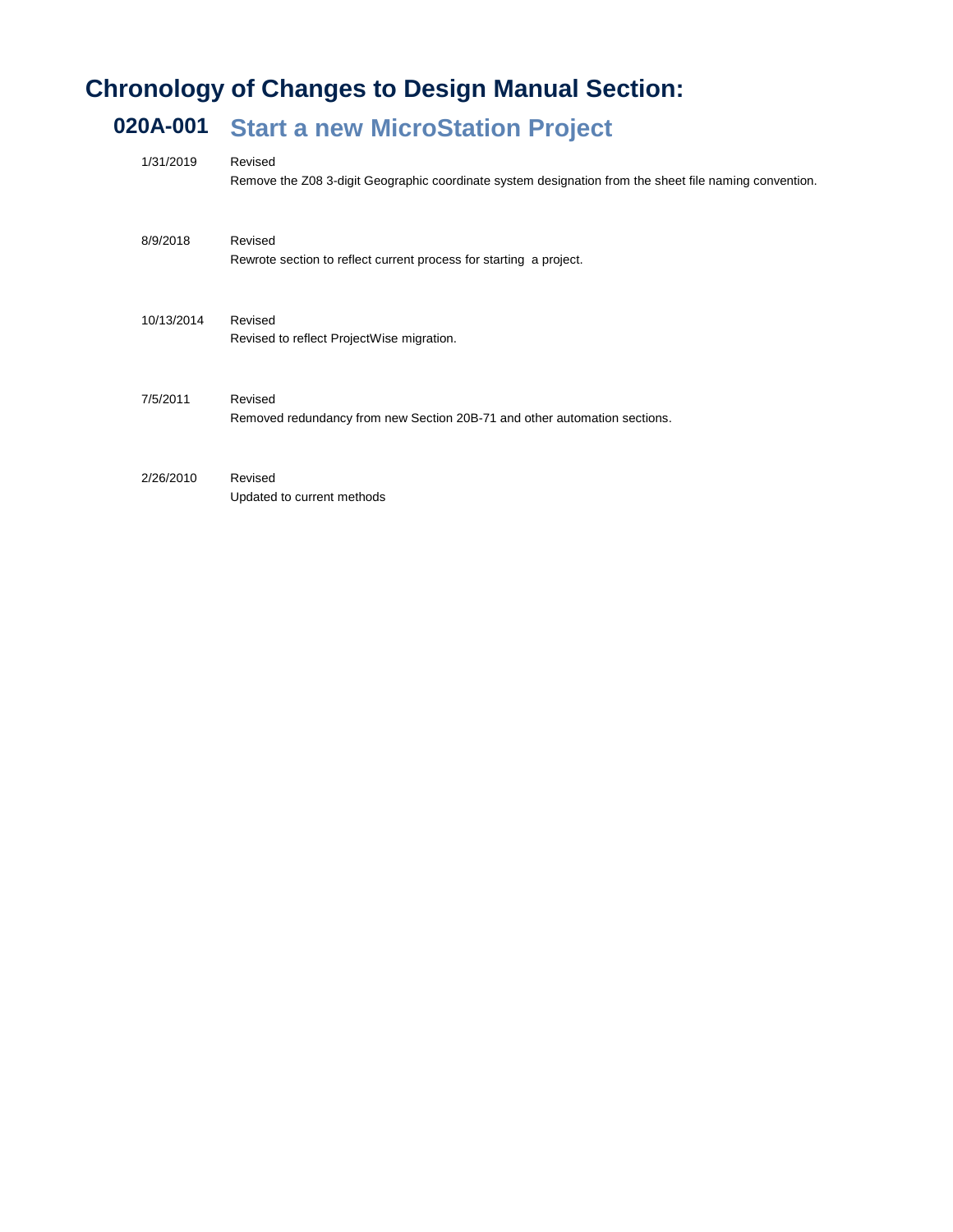# Chronology of Changes to Design Manual Section:

## 020A-001 Start a new MicroStation Project

| | | |
|---|---|---|
| 1/31/2019 | Revised | Remove the Z08 3-digit Geographic coordinate system designation from the sheet file naming convention. |
| 8/9/2018 | Revised | Rewrote section to reflect current process for starting a project. |
| 10/13/2014 | Revised | Revised to reflect ProjectWise migration. |
| 7/5/2011 | Revised | Removed redundancy from new Section 20B-71 and other automation sections. |
| 2/26/2010 | Revised | Updated to current methods |